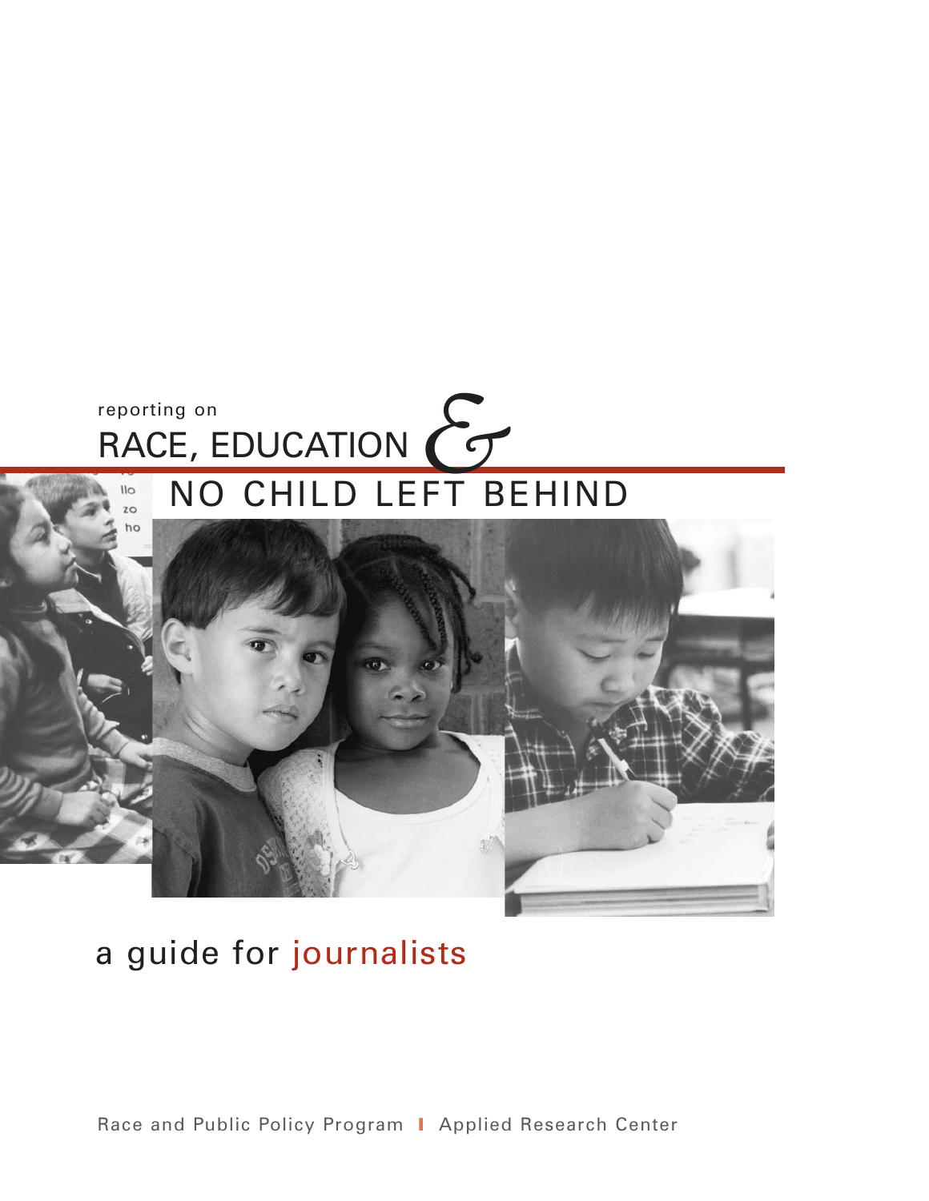reporting on

# RACE, EDUCATION & NO CHILD LEFT BEHIND

## a guide for journalists

Race and Public Policy Program | Applied Research Center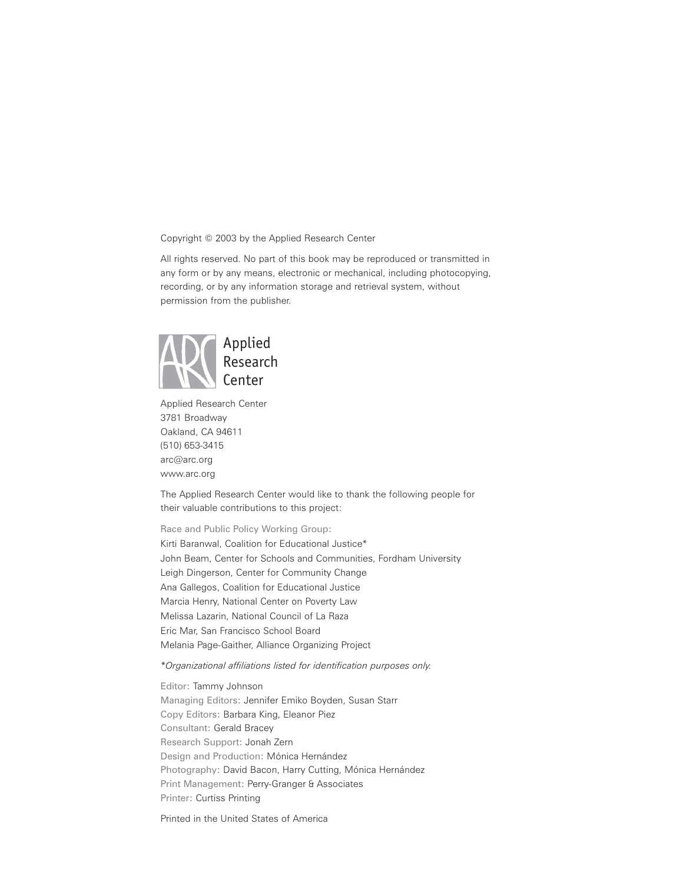Copyright © 2003 by the Applied Research Center

All rights reserved. No part of this book may be reproduced or transmitted in any form or by any means, electronic or mechanical, including photocopying, recording, or by any information storage and retrieval system, without permission from the publisher.

Applied Research Center

Applied Research Center
3781 Broadway
Oakland, CA 94611
(510) 653-3415
arc@arc.org
www.arc.org

The Applied Research Center would like to thank the following people for their valuable contributions to this project:

Race and Public Policy Working Group:
Kirti Baranwal, Coalition for Educational Justice*
John Beam, Center for Schools and Communities, Fordham University
Leigh Dingerson, Center for Community Change
Ana Gallegos, Coalition for Educational Justice
Marcia Henry, National Center on Poverty Law
Melissa Lazarin, National Council of La Raza
Eric Mar, San Francisco School Board
Melania Page-Gaither, Alliance Organizing Project

*\*Organizational affiliations listed for identification purposes only.*

Editor: Tammy Johnson
Managing Editors: Jennifer Emiko Boyden, Susan Starr
Copy Editors: Barbara King, Eleanor Piez
Consultant: Gerald Bracey
Research Support: Jonah Zern
Design and Production: Mónica Hernández
Photography: David Bacon, Harry Cutting, Mónica Hernández
Print Management: Perry-Granger & Associates
Printer: Curtiss Printing

Printed in the United States of America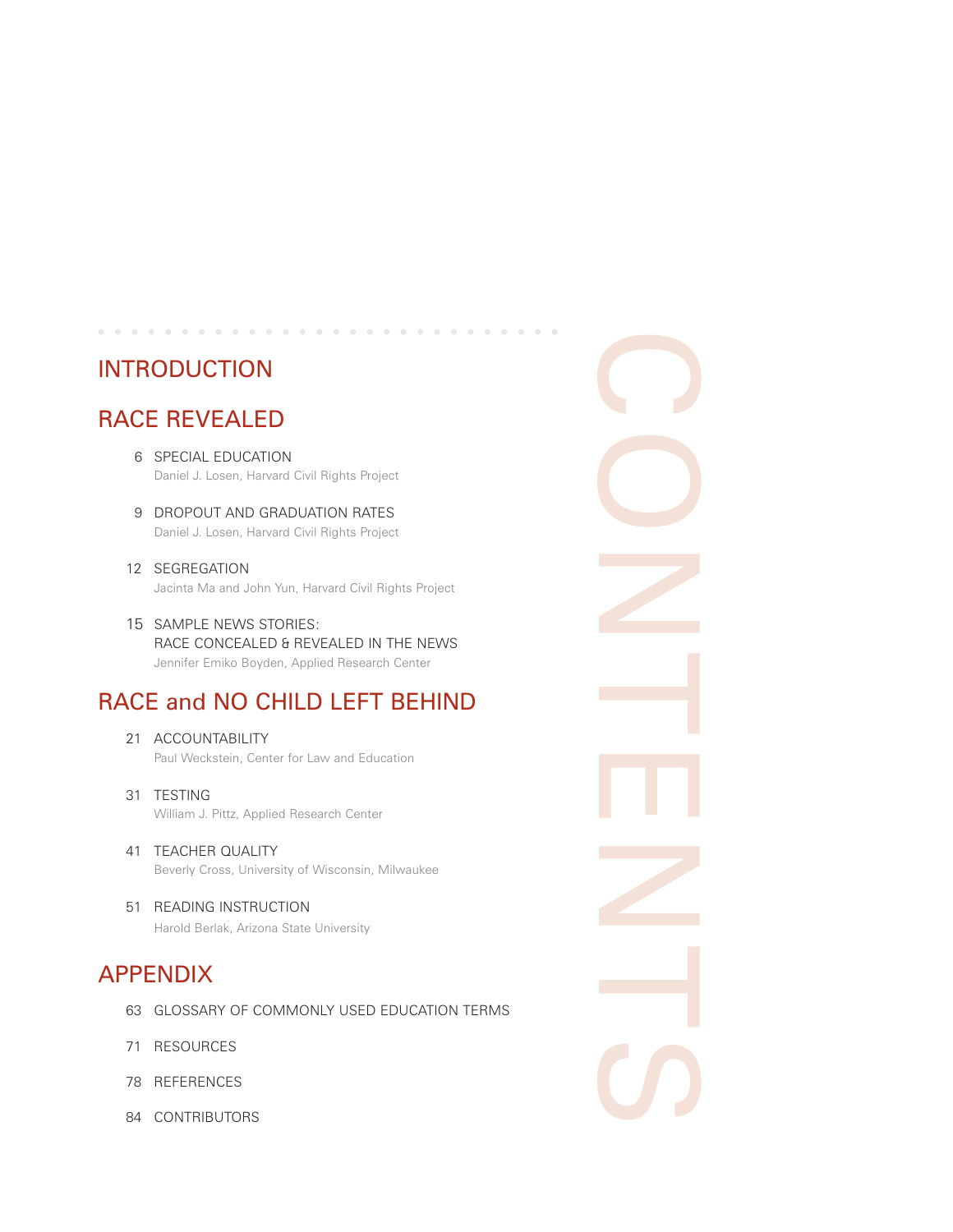# CONTENTS

## INTRODUCTION

## RACE REVEALED

6 SPECIAL EDUCATION
Daniel J. Losen, Harvard Civil Rights Project

9 DROPOUT AND GRADUATION RATES
Daniel J. Losen, Harvard Civil Rights Project

12 SEGREGATION
Jacinta Ma and John Yun, Harvard Civil Rights Project

15 SAMPLE NEWS STORIES:
RACE CONCEALED & REVEALED IN THE NEWS
Jennifer Emiko Boyden, Applied Research Center

## RACE and NO CHILD LEFT BEHIND

21 ACCOUNTABILITY
Paul Weckstein, Center for Law and Education

31 TESTING
William J. Pittz, Applied Research Center

41 TEACHER QUALITY
Beverly Cross, University of Wisconsin, Milwaukee

51 READING INSTRUCTION
Harold Berlak, Arizona State University

## APPENDIX

63 GLOSSARY OF COMMONLY USED EDUCATION TERMS

71 RESOURCES

78 REFERENCES

84 CONTRIBUTORS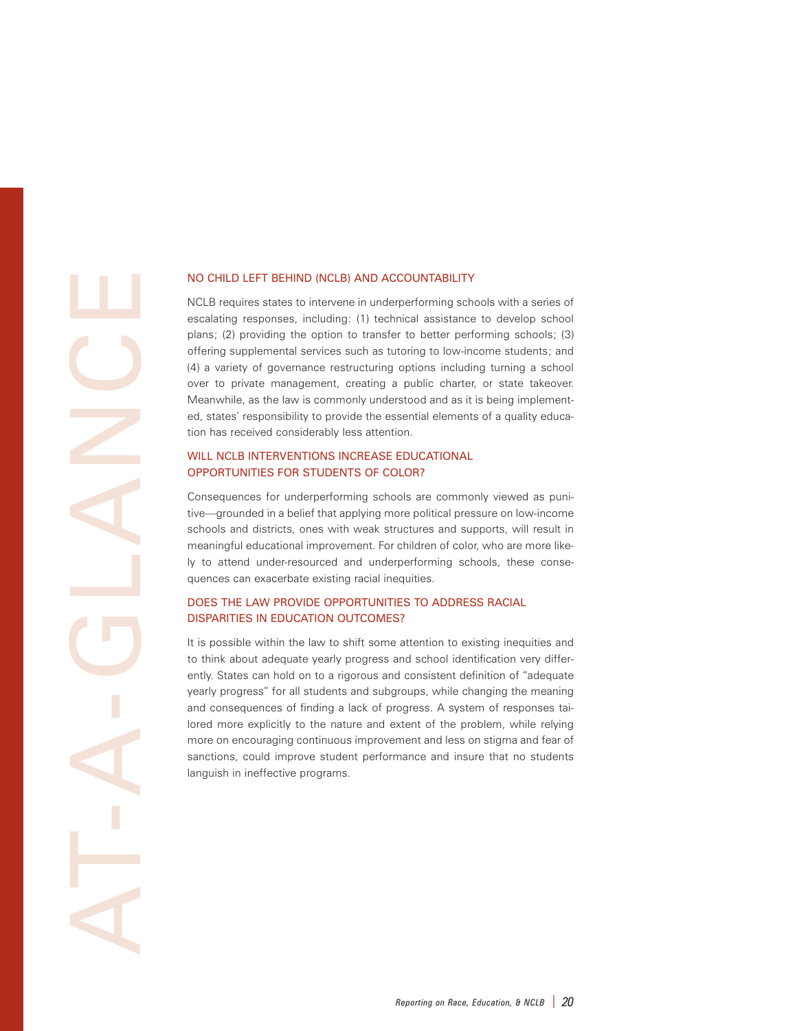# AT-A-GLANCE

## NO CHILD LEFT BEHIND (NCLB) AND ACCOUNTABILITY

NCLB requires states to intervene in underperforming schools with a series of escalating responses, including: (1) technical assistance to develop school plans; (2) providing the option to transfer to better performing schools; (3) offering supplemental services such as tutoring to low-income students; and (4) a variety of governance restructuring options including turning a school over to private management, creating a public charter, or state takeover. Meanwhile, as the law is commonly understood and as it is being implemented, states' responsibility to provide the essential elements of a quality education has received considerably less attention.

## WILL NCLB INTERVENTIONS INCREASE EDUCATIONAL OPPORTUNITIES FOR STUDENTS OF COLOR?

Consequences for underperforming schools are commonly viewed as punitive—grounded in a belief that applying more political pressure on low-income schools and districts, ones with weak structures and supports, will result in meaningful educational improvement. For children of color, who are more likely to attend under-resourced and underperforming schools, these consequences can exacerbate existing racial inequities.

## DOES THE LAW PROVIDE OPPORTUNITIES TO ADDRESS RACIAL DISPARITIES IN EDUCATION OUTCOMES?

It is possible within the law to shift some attention to existing inequities and to think about adequate yearly progress and school identification very differently. States can hold on to a rigorous and consistent definition of "adequate yearly progress" for all students and subgroups, while changing the meaning and consequences of finding a lack of progress. A system of responses tailored more explicitly to the nature and extent of the problem, while relying more on encouraging continuous improvement and less on stigma and fear of sanctions, could improve student performance and insure that no students languish in ineffective programs.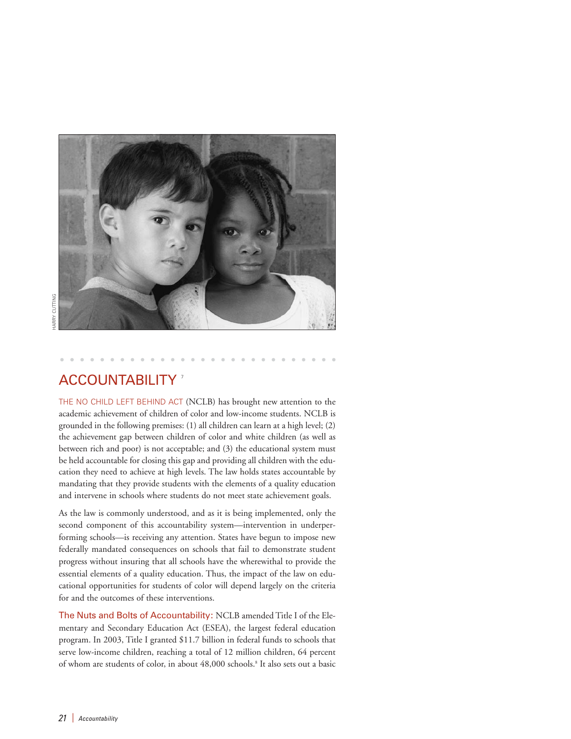HARRY CUTTING

## ACCOUNTABILITY [7]

THE NO CHILD LEFT BEHIND ACT (NCLB) has brought new attention to the academic achievement of children of color and low-income students. NCLB is grounded in the following premises: (1) all children can learn at a high level; (2) the achievement gap between children of color and white children (as well as between rich and poor) is not acceptable; and (3) the educational system must be held accountable for closing this gap and providing all children with the education they need to achieve at high levels. The law holds states accountable by mandating that they provide students with the elements of a quality education and intervene in schools where students do not meet state achievement goals.

As the law is commonly understood, and as it is being implemented, only the second component of this accountability system—intervention in underperforming schools—is receiving any attention. States have begun to impose new federally mandated consequences on schools that fail to demonstrate student progress without insuring that all schools have the wherewithal to provide the essential elements of a quality education. Thus, the impact of the law on educational opportunities for students of color will depend largely on the criteria for and the outcomes of these interventions.

**The Nuts and Bolts of Accountability:** NCLB amended Title I of the Elementary and Secondary Education Act (ESEA), the largest federal education program. In 2003, Title I granted $11.7 billion in federal funds to schools that serve low-income children, reaching a total of 12 million children, 64 percent of whom are students of color, in about 48,000 schools.[8] It also sets out a basic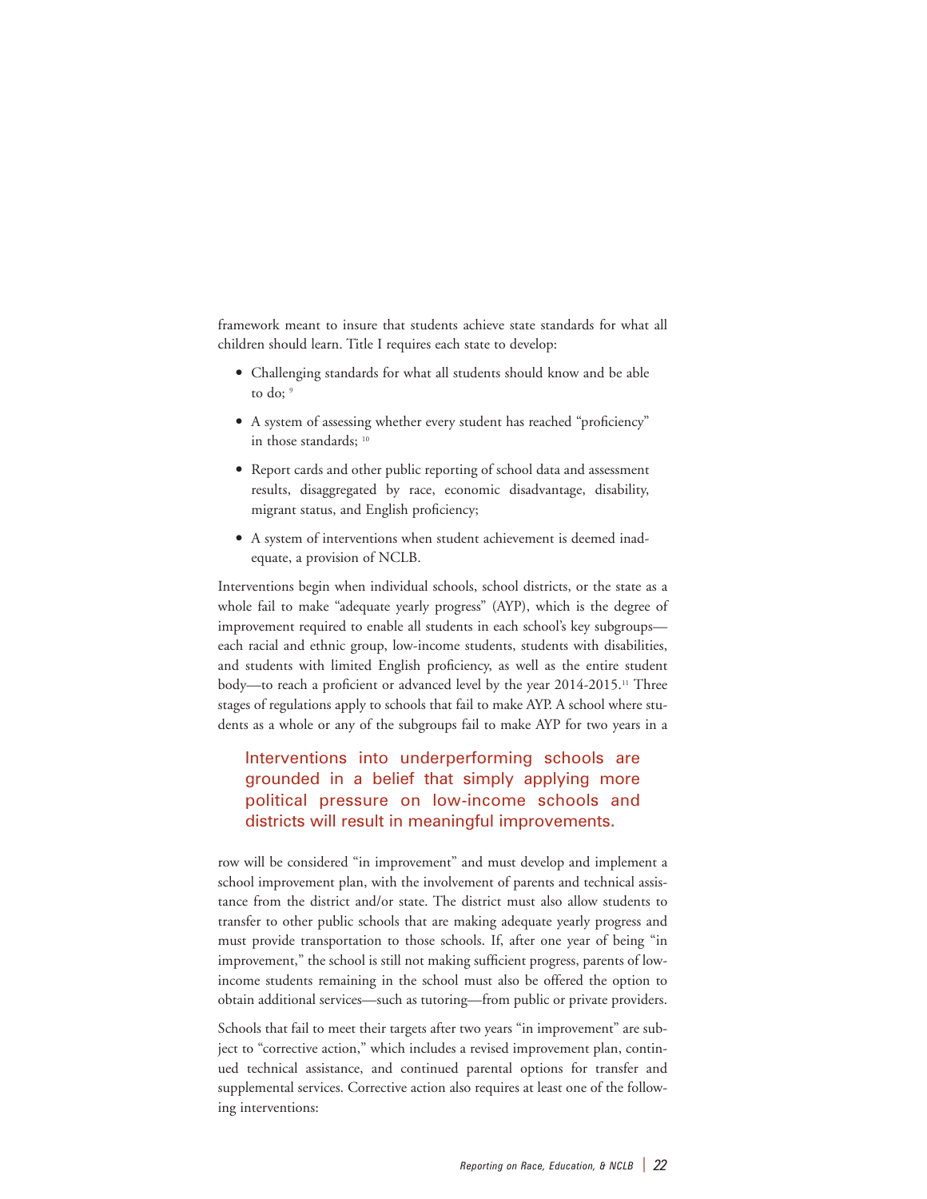framework meant to insure that students achieve state standards for what all children should learn. Title I requires each state to develop:

- Challenging standards for what all students should know and be able to do; [9]
- A system of assessing whether every student has reached "proficiency" in those standards; [10]
- Report cards and other public reporting of school data and assessment results, disaggregated by race, economic disadvantage, disability, migrant status, and English proficiency;
- A system of interventions when student achievement is deemed inadequate, a provision of NCLB.

Interventions begin when individual schools, school districts, or the state as a whole fail to make "adequate yearly progress" (AYP), which is the degree of improvement required to enable all students in each school's key subgroups—each racial and ethnic group, low-income students, students with disabilities, and students with limited English proficiency, as well as the entire student body—to reach a proficient or advanced level by the year 2014-2015.[11] Three stages of regulations apply to schools that fail to make AYP. A school where students as a whole or any of the subgroups fail to make AYP for two years in a row will be considered "in improvement" and must develop and implement a school improvement plan, with the involvement of parents and technical assistance from the district and/or state. The district must also allow students to transfer to other public schools that are making adequate yearly progress and must provide transportation to those schools. If, after one year of being "in improvement," the school is still not making sufficient progress, parents of low-income students remaining in the school must also be offered the option to obtain additional services—such as tutoring—from public or private providers.

> Interventions into underperforming schools are grounded in a belief that simply applying more political pressure on low-income schools and districts will result in meaningful improvements.

Schools that fail to meet their targets after two years "in improvement" are subject to "corrective action," which includes a revised improvement plan, continued technical assistance, and continued parental options for transfer and supplemental services. Corrective action also requires at least one of the following interventions: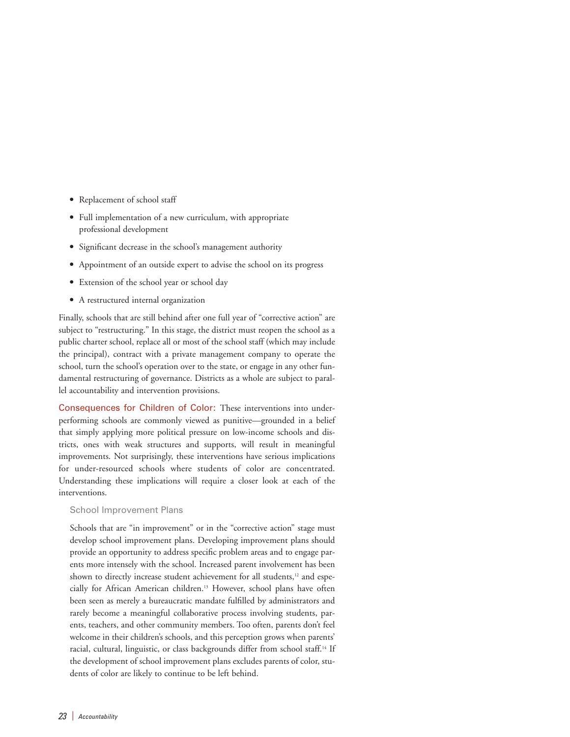- Replacement of school staff
- Full implementation of a new curriculum, with appropriate professional development
- Significant decrease in the school's management authority
- Appointment of an outside expert to advise the school on its progress
- Extension of the school year or school day
- A restructured internal organization

Finally, schools that are still behind after one full year of "corrective action" are subject to "restructuring." In this stage, the district must reopen the school as a public charter school, replace all or most of the school staff (which may include the principal), contract with a private management company to operate the school, turn the school's operation over to the state, or engage in any other fundamental restructuring of governance. Districts as a whole are subject to parallel accountability and intervention provisions.

**Consequences for Children of Color:** These interventions into underperforming schools are commonly viewed as punitive—grounded in a belief that simply applying more political pressure on low-income schools and districts, ones with weak structures and supports, will result in meaningful improvements. Not surprisingly, these interventions have serious implications for under-resourced schools where students of color are concentrated. Understanding these implications will require a closer look at each of the interventions.

### School Improvement Plans

Schools that are "in improvement" or in the "corrective action" stage must develop school improvement plans. Developing improvement plans should provide an opportunity to address specific problem areas and to engage parents more intensely with the school. Increased parent involvement has been shown to directly increase student achievement for all students,[12] and especially for African American children.[13] However, school plans have often been seen as merely a bureaucratic mandate fulfilled by administrators and rarely become a meaningful collaborative process involving students, parents, teachers, and other community members. Too often, parents don't feel welcome in their children's schools, and this perception grows when parents' racial, cultural, linguistic, or class backgrounds differ from school staff.[14] If the development of school improvement plans excludes parents of color, students of color are likely to continue to be left behind.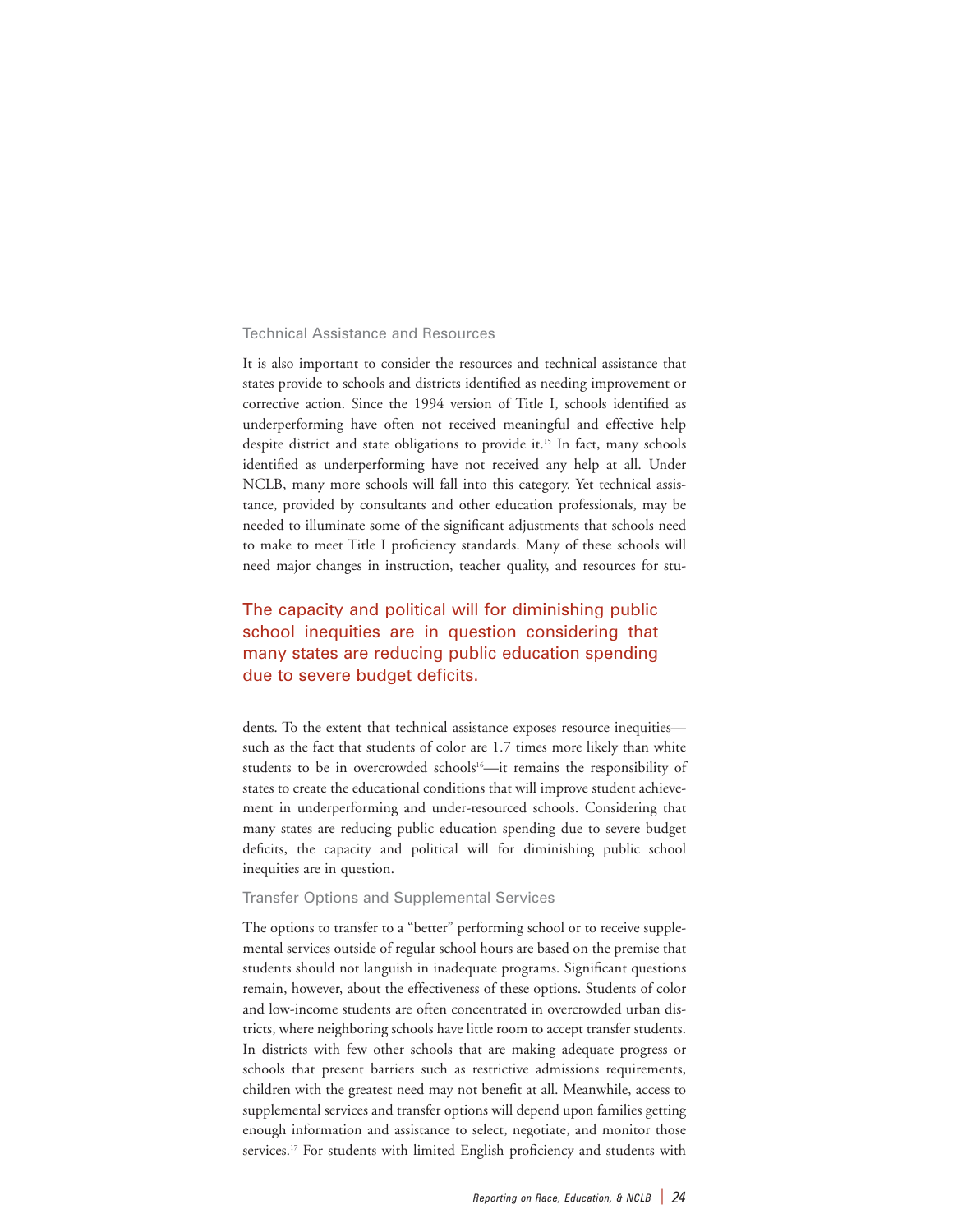### Technical Assistance and Resources

It is also important to consider the resources and technical assistance that states provide to schools and districts identified as needing improvement or corrective action. Since the 1994 version of Title I, schools identified as underperforming have often not received meaningful and effective help despite district and state obligations to provide it.[15] In fact, many schools identified as underperforming have not received any help at all. Under NCLB, many more schools will fall into this category. Yet technical assistance, provided by consultants and other education professionals, may be needed to illuminate some of the significant adjustments that schools need to make to meet Title I proficiency standards. Many of these schools will need major changes in instruction, teacher quality, and resources for students. To the extent that technical assistance exposes resource inequities—such as the fact that students of color are 1.7 times more likely than white students to be in overcrowded schools[16]—it remains the responsibility of states to create the educational conditions that will improve student achievement in underperforming and under-resourced schools. Considering that many states are reducing public education spending due to severe budget deficits, the capacity and political will for diminishing public school inequities are in question.

> The capacity and political will for diminishing public school inequities are in question considering that many states are reducing public education spending due to severe budget deficits.

### Transfer Options and Supplemental Services

The options to transfer to a "better" performing school or to receive supplemental services outside of regular school hours are based on the premise that students should not languish in inadequate programs. Significant questions remain, however, about the effectiveness of these options. Students of color and low-income students are often concentrated in overcrowded urban districts, where neighboring schools have little room to accept transfer students. In districts with few other schools that are making adequate progress or schools that present barriers such as restrictive admissions requirements, children with the greatest need may not benefit at all. Meanwhile, access to supplemental services and transfer options will depend upon families getting enough information and assistance to select, negotiate, and monitor those services.[17] For students with limited English proficiency and students with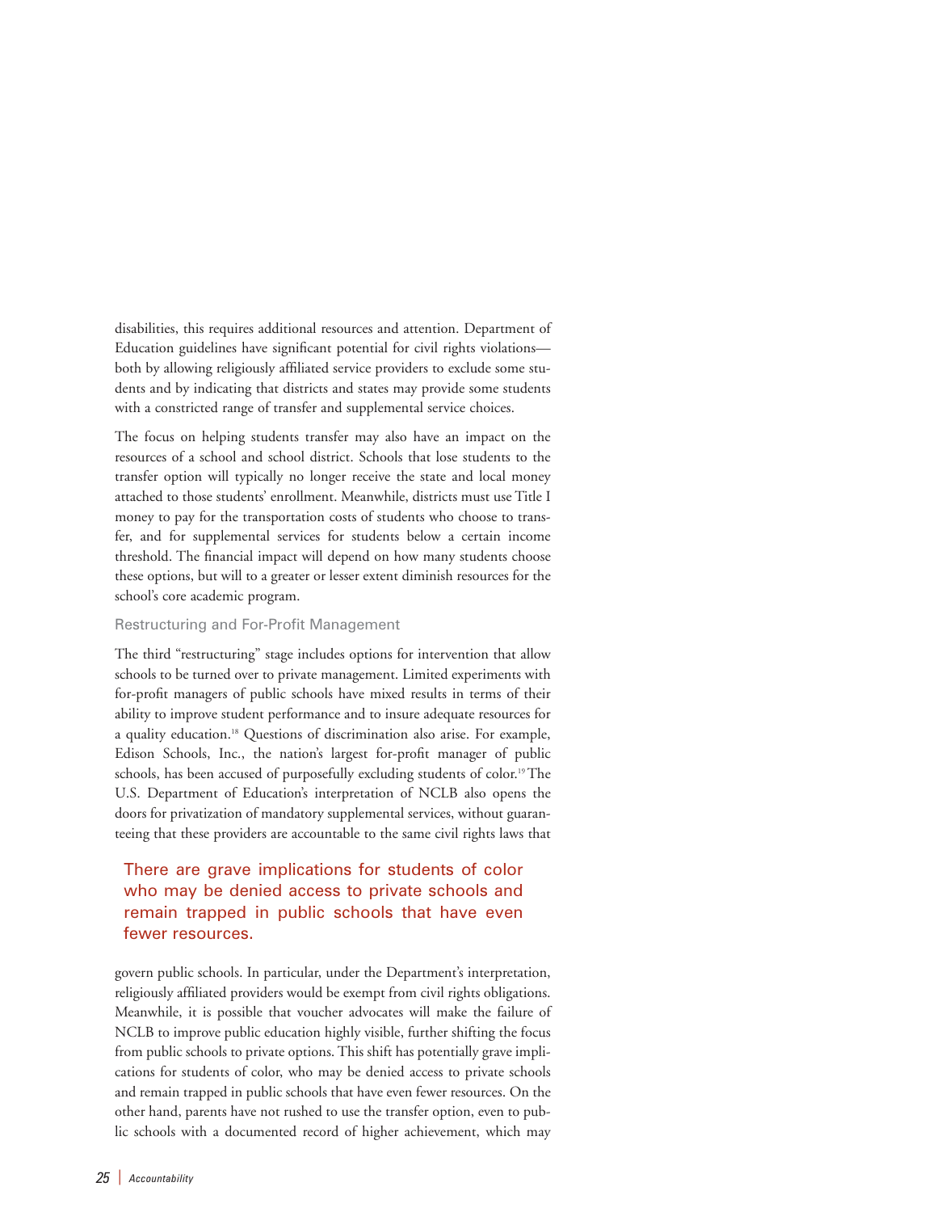disabilities, this requires additional resources and attention. Department of Education guidelines have significant potential for civil rights violations—both by allowing religiously affiliated service providers to exclude some students and by indicating that districts and states may provide some students with a constricted range of transfer and supplemental service choices.

The focus on helping students transfer may also have an impact on the resources of a school and school district. Schools that lose students to the transfer option will typically no longer receive the state and local money attached to those students' enrollment. Meanwhile, districts must use Title I money to pay for the transportation costs of students who choose to transfer, and for supplemental services for students below a certain income threshold. The financial impact will depend on how many students choose these options, but will to a greater or lesser extent diminish resources for the school's core academic program.

### Restructuring and For-Profit Management

The third "restructuring" stage includes options for intervention that allow schools to be turned over to private management. Limited experiments with for-profit managers of public schools have mixed results in terms of their ability to improve student performance and to insure adequate resources for a quality education.[18] Questions of discrimination also arise. For example, Edison Schools, Inc., the nation's largest for-profit manager of public schools, has been accused of purposefully excluding students of color.[19] The U.S. Department of Education's interpretation of NCLB also opens the doors for privatization of mandatory supplemental services, without guaranteeing that these providers are accountable to the same civil rights laws that govern public schools. In particular, under the Department's interpretation, religiously affiliated providers would be exempt from civil rights obligations. Meanwhile, it is possible that voucher advocates will make the failure of NCLB to improve public education highly visible, further shifting the focus from public schools to private options. This shift has potentially grave implications for students of color, who may be denied access to private schools and remain trapped in public schools that have even fewer resources. On the other hand, parents have not rushed to use the transfer option, even to public schools with a documented record of higher achievement, which may

> There are grave implications for students of color who may be denied access to private schools and remain trapped in public schools that have even fewer resources.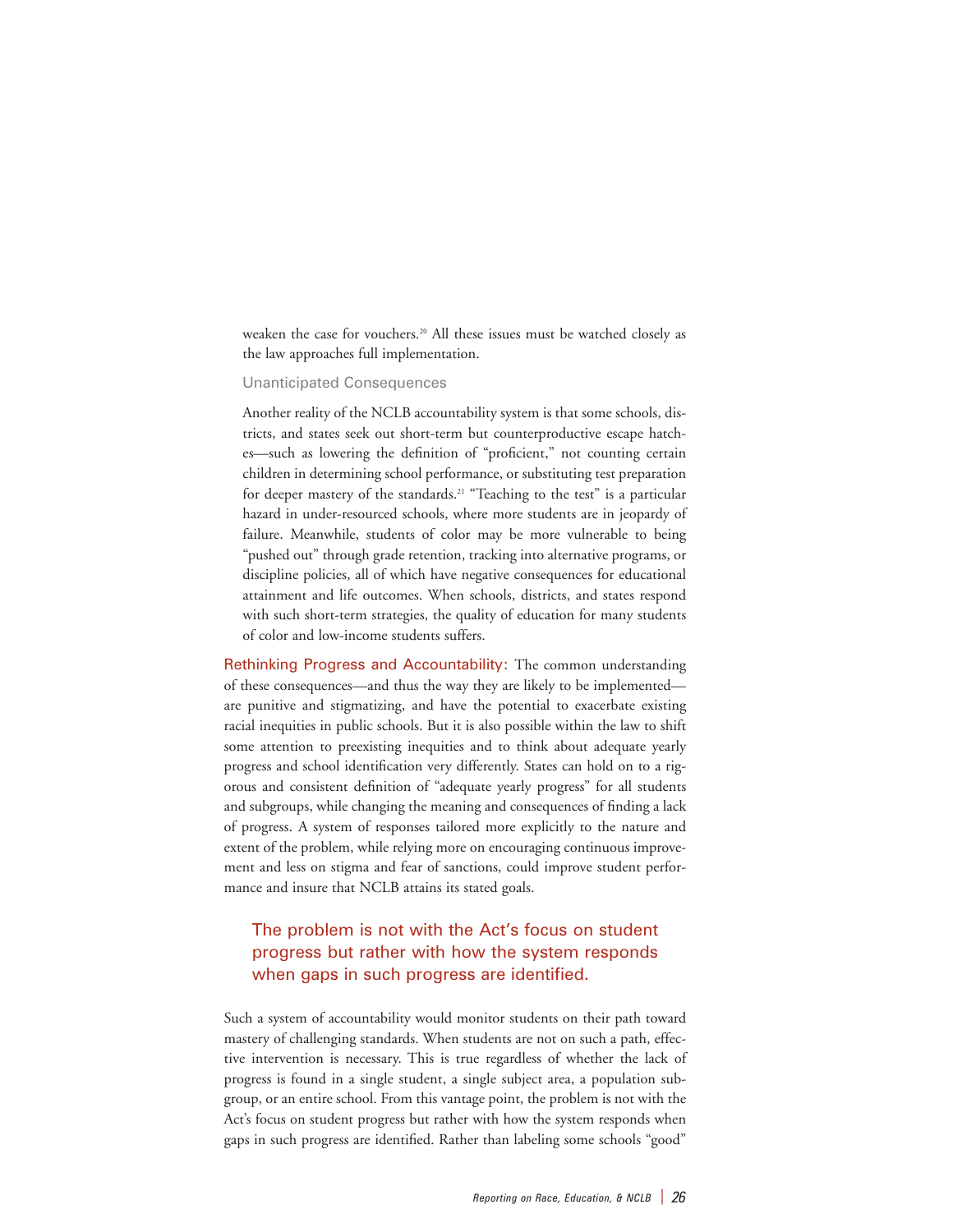weaken the case for vouchers.[20] All these issues must be watched closely as the law approaches full implementation.

### Unanticipated Consequences

Another reality of the NCLB accountability system is that some schools, districts, and states seek out short-term but counterproductive escape hatches—such as lowering the definition of "proficient," not counting certain children in determining school performance, or substituting test preparation for deeper mastery of the standards.[21] "Teaching to the test" is a particular hazard in under-resourced schools, where more students are in jeopardy of failure. Meanwhile, students of color may be more vulnerable to being "pushed out" through grade retention, tracking into alternative programs, or discipline policies, all of which have negative consequences for educational attainment and life outcomes. When schools, districts, and states respond with such short-term strategies, the quality of education for many students of color and low-income students suffers.

**Rethinking Progress and Accountability:** The common understanding of these consequences—and thus the way they are likely to be implemented—are punitive and stigmatizing, and have the potential to exacerbate existing racial inequities in public schools. But it is also possible within the law to shift some attention to preexisting inequities and to think about adequate yearly progress and school identification very differently. States can hold on to a rigorous and consistent definition of "adequate yearly progress" for all students and subgroups, while changing the meaning and consequences of finding a lack of progress. A system of responses tailored more explicitly to the nature and extent of the problem, while relying more on encouraging continuous improvement and less on stigma and fear of sanctions, could improve student performance and insure that NCLB attains its stated goals.

> The problem is not with the Act's focus on student progress but rather with how the system responds when gaps in such progress are identified.

Such a system of accountability would monitor students on their path toward mastery of challenging standards. When students are not on such a path, effective intervention is necessary. This is true regardless of whether the lack of progress is found in a single student, a single subject area, a population subgroup, or an entire school. From this vantage point, the problem is not with the Act's focus on student progress but rather with how the system responds when gaps in such progress are identified. Rather than labeling some schools "good"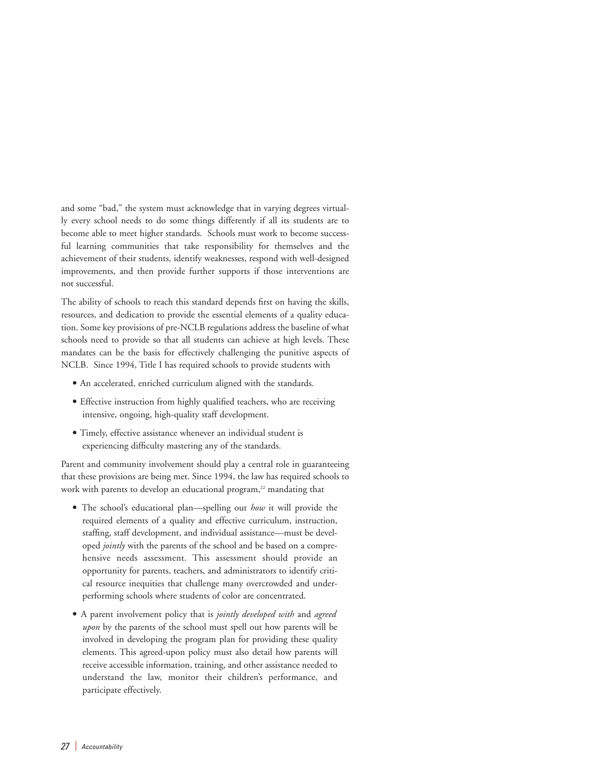and some "bad," the system must acknowledge that in varying degrees virtually every school needs to do some things differently if all its students are to become able to meet higher standards. Schools must work to become successful learning communities that take responsibility for themselves and the achievement of their students, identify weaknesses, respond with well-designed improvements, and then provide further supports if those interventions are not successful.

The ability of schools to reach this standard depends first on having the skills, resources, and dedication to provide the essential elements of a quality education. Some key provisions of pre-NCLB regulations address the baseline of what schools need to provide so that all students can achieve at high levels. These mandates can be the basis for effectively challenging the punitive aspects of NCLB. Since 1994, Title I has required schools to provide students with

- An accelerated, enriched curriculum aligned with the standards.
- Effective instruction from highly qualified teachers, who are receiving intensive, ongoing, high-quality staff development.
- Timely, effective assistance whenever an individual student is experiencing difficulty mastering any of the standards.

Parent and community involvement should play a central role in guaranteeing that these provisions are being met. Since 1994, the law has required schools to work with parents to develop an educational program,[22] mandating that

- The school's educational plan—spelling out *how* it will provide the required elements of a quality and effective curriculum, instruction, staffing, staff development, and individual assistance—must be developed *jointly* with the parents of the school and be based on a comprehensive needs assessment. This assessment should provide an opportunity for parents, teachers, and administrators to identify critical resource inequities that challenge many overcrowded and underperforming schools where students of color are concentrated.
- A parent involvement policy that is *jointly developed with* and *agreed upon* by the parents of the school must spell out how parents will be involved in developing the program plan for providing these quality elements. This agreed-upon policy must also detail how parents will receive accessible information, training, and other assistance needed to understand the law, monitor their children's performance, and participate effectively.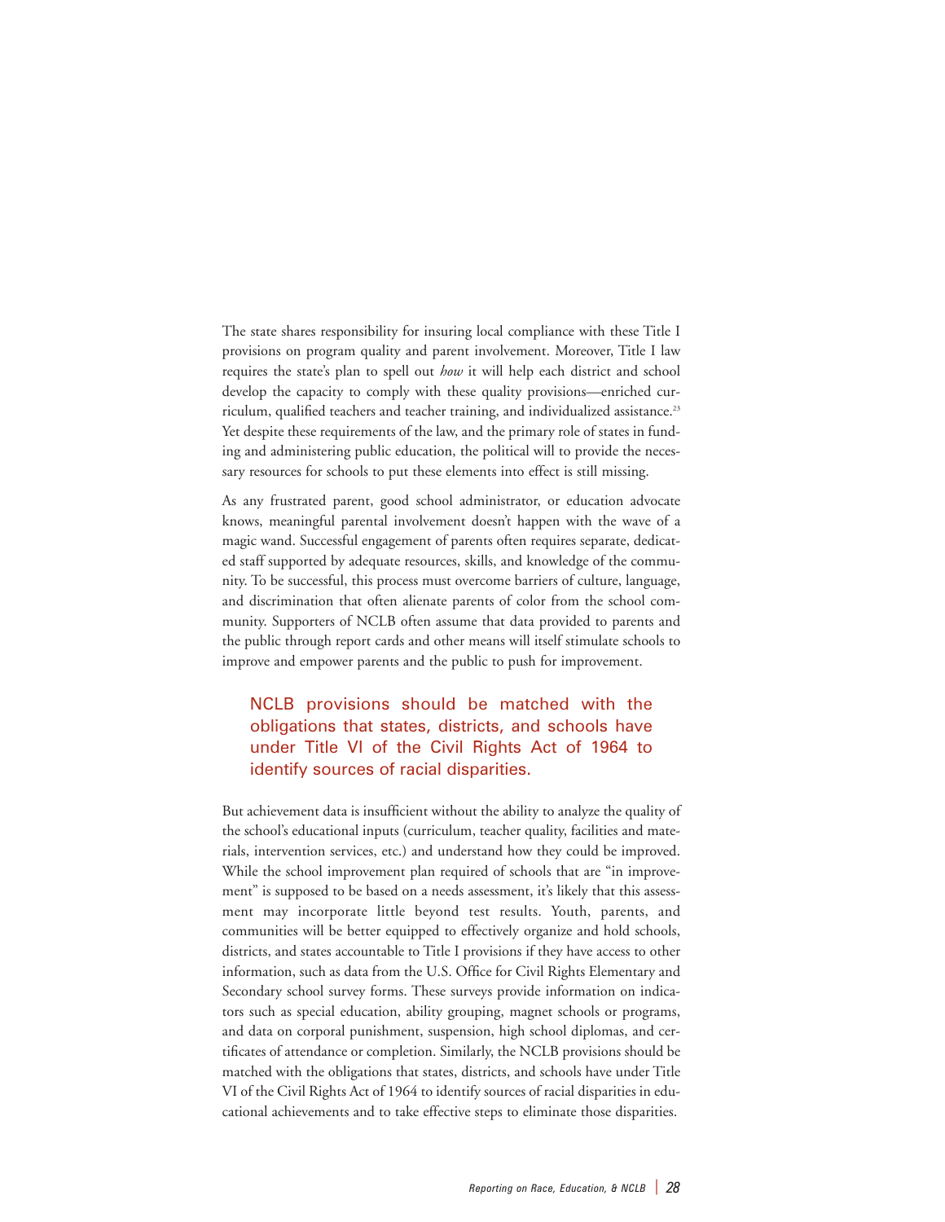The state shares responsibility for insuring local compliance with these Title I provisions on program quality and parent involvement. Moreover, Title I law requires the state's plan to spell out *how* it will help each district and school develop the capacity to comply with these quality provisions—enriched curriculum, qualified teachers and teacher training, and individualized assistance.[23] Yet despite these requirements of the law, and the primary role of states in funding and administering public education, the political will to provide the necessary resources for schools to put these elements into effect is still missing.

As any frustrated parent, good school administrator, or education advocate knows, meaningful parental involvement doesn't happen with the wave of a magic wand. Successful engagement of parents often requires separate, dedicated staff supported by adequate resources, skills, and knowledge of the community. To be successful, this process must overcome barriers of culture, language, and discrimination that often alienate parents of color from the school community. Supporters of NCLB often assume that data provided to parents and the public through report cards and other means will itself stimulate schools to improve and empower parents and the public to push for improvement.

> NCLB provisions should be matched with the obligations that states, districts, and schools have under Title VI of the Civil Rights Act of 1964 to identify sources of racial disparities.

But achievement data is insufficient without the ability to analyze the quality of the school's educational inputs (curriculum, teacher quality, facilities and materials, intervention services, etc.) and understand how they could be improved. While the school improvement plan required of schools that are "in improvement" is supposed to be based on a needs assessment, it's likely that this assessment may incorporate little beyond test results. Youth, parents, and communities will be better equipped to effectively organize and hold schools, districts, and states accountable to Title I provisions if they have access to other information, such as data from the U.S. Office for Civil Rights Elementary and Secondary school survey forms. These surveys provide information on indicators such as special education, ability grouping, magnet schools or programs, and data on corporal punishment, suspension, high school diplomas, and certificates of attendance or completion. Similarly, the NCLB provisions should be matched with the obligations that states, districts, and schools have under Title VI of the Civil Rights Act of 1964 to identify sources of racial disparities in educational achievements and to take effective steps to eliminate those disparities.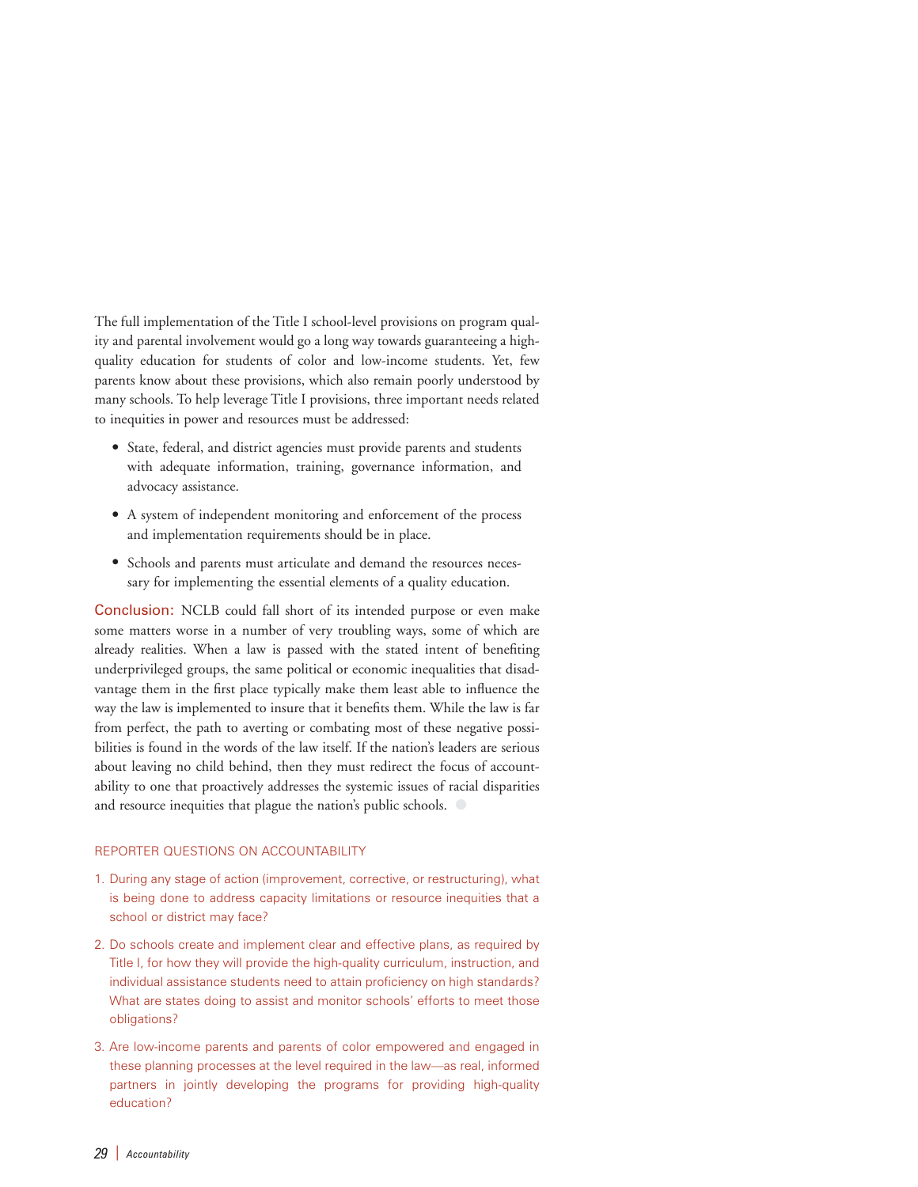The full implementation of the Title I school-level provisions on program quality and parental involvement would go a long way towards guaranteeing a high-quality education for students of color and low-income students. Yet, few parents know about these provisions, which also remain poorly understood by many schools. To help leverage Title I provisions, three important needs related to inequities in power and resources must be addressed:

- State, federal, and district agencies must provide parents and students with adequate information, training, governance information, and advocacy assistance.
- A system of independent monitoring and enforcement of the process and implementation requirements should be in place.
- Schools and parents must articulate and demand the resources necessary for implementing the essential elements of a quality education.

**Conclusion:** NCLB could fall short of its intended purpose or even make some matters worse in a number of very troubling ways, some of which are already realities. When a law is passed with the stated intent of benefiting underprivileged groups, the same political or economic inequalities that disadvantage them in the first place typically make them least able to influence the way the law is implemented to insure that it benefits them. While the law is far from perfect, the path to averting or combating most of these negative possibilities is found in the words of the law itself. If the nation's leaders are serious about leaving no child behind, then they must redirect the focus of accountability to one that proactively addresses the systemic issues of racial disparities and resource inequities that plague the nation's public schools.

## REPORTER QUESTIONS ON ACCOUNTABILITY

1. During any stage of action (improvement, corrective, or restructuring), what is being done to address capacity limitations or resource inequities that a school or district may face?
2. Do schools create and implement clear and effective plans, as required by Title I, for how they will provide the high-quality curriculum, instruction, and individual assistance students need to attain proficiency on high standards? What are states doing to assist and monitor schools' efforts to meet those obligations?
3. Are low-income parents and parents of color empowered and engaged in these planning processes at the level required in the law—as real, informed partners in jointly developing the programs for providing high-quality education?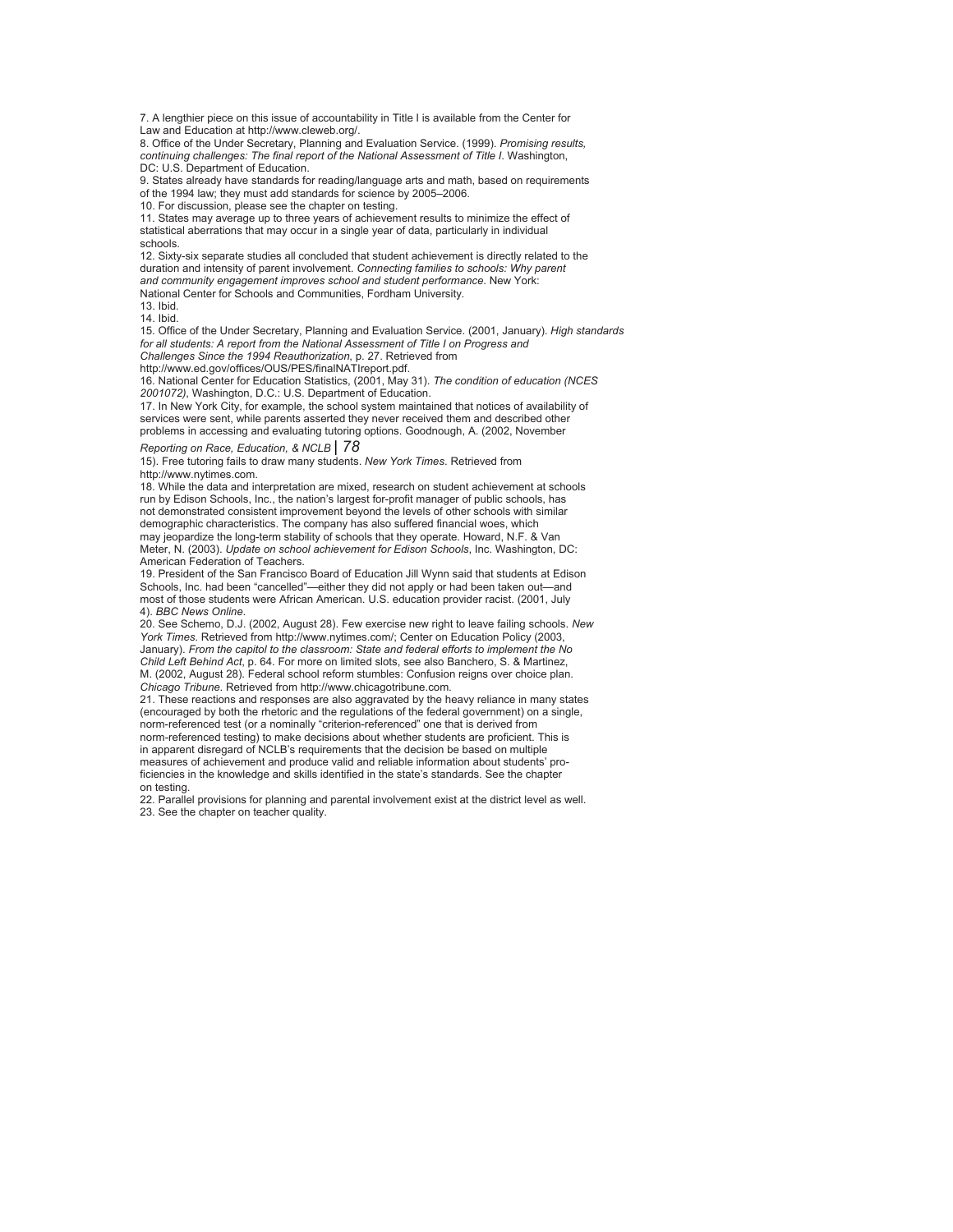7. A lengthier piece on this issue of accountability in Title I is available from the Center for Law and Education at http://www.cleweb.org/.

8. Office of the Under Secretary, Planning and Evaluation Service. (1999). *Promising results, continuing challenges: The final report of the National Assessment of Title I*. Washington, DC: U.S. Department of Education.

9. States already have standards for reading/language arts and math, based on requirements of the 1994 law; they must add standards for science by 2005–2006.

10. For discussion, please see the chapter on testing.

11. States may average up to three years of achievement results to minimize the effect of statistical aberrations that may occur in a single year of data, particularly in individual schools.

12. Sixty-six separate studies all concluded that student achievement is directly related to the duration and intensity of parent involvement. *Connecting families to schools: Why parent and community engagement improves school and student performance*. New York: National Center for Schools and Communities, Fordham University.

13. Ibid.

14. Ibid.

15. Office of the Under Secretary, Planning and Evaluation Service. (2001, January). *High standards for all students: A report from the National Assessment of Title I on Progress and Challenges Since the 1994 Reauthorization*, p. 27. Retrieved from http://www.ed.gov/offices/OUS/PES/finalNATIreport.pdf.

16. National Center for Education Statistics, (2001, May 31). *The condition of education (NCES 2001072)*, Washington, D.C.: U.S. Department of Education.

17. In New York City, for example, the school system maintained that notices of availability of services were sent, while parents asserted they never received them and described other problems in accessing and evaluating tutoring options. Goodnough, A. (2002, November 15). Free tutoring fails to draw many students. *New York Times*. Retrieved from http://www.nytimes.com.

18. While the data and interpretation are mixed, research on student achievement at schools run by Edison Schools, Inc., the nation's largest for-profit manager of public schools, has not demonstrated consistent improvement beyond the levels of other schools with similar demographic characteristics. The company has also suffered financial woes, which may jeopardize the long-term stability of schools that they operate. Howard, N.F. & Van Meter, N. (2003). *Update on school achievement for Edison Schools*, Inc. Washington, DC: American Federation of Teachers.

19. President of the San Francisco Board of Education Jill Wynn said that students at Edison Schools, Inc. had been "cancelled"—either they did not apply or had been taken out—and most of those students were African American. U.S. education provider racist. (2001, July 4). *BBC News Online*.

20. See Schemo, D.J. (2002, August 28). Few exercise new right to leave failing schools. *New York Times*. Retrieved from http://www.nytimes.com/; Center on Education Policy (2003, January). *From the capitol to the classroom: State and federal efforts to implement the No Child Left Behind Act*, p. 64. For more on limited slots, see also Banchero, S. & Martinez, M. (2002, August 28). Federal school reform stumbles: Confusion reigns over choice plan. *Chicago Tribune*. Retrieved from http://www.chicagotribune.com.

21. These reactions and responses are also aggravated by the heavy reliance in many states (encouraged by both the rhetoric and the regulations of the federal government) on a single, norm-referenced test (or a nominally "criterion-referenced" one that is derived from norm-referenced testing) to make decisions about whether students are proficient. This is in apparent disregard of NCLB's requirements that the decision be based on multiple measures of achievement and produce valid and reliable information about students' proficiencies in the knowledge and skills identified in the state's standards. See the chapter on testing.

22. Parallel provisions for planning and parental involvement exist at the district level as well.

23. See the chapter on teacher quality.